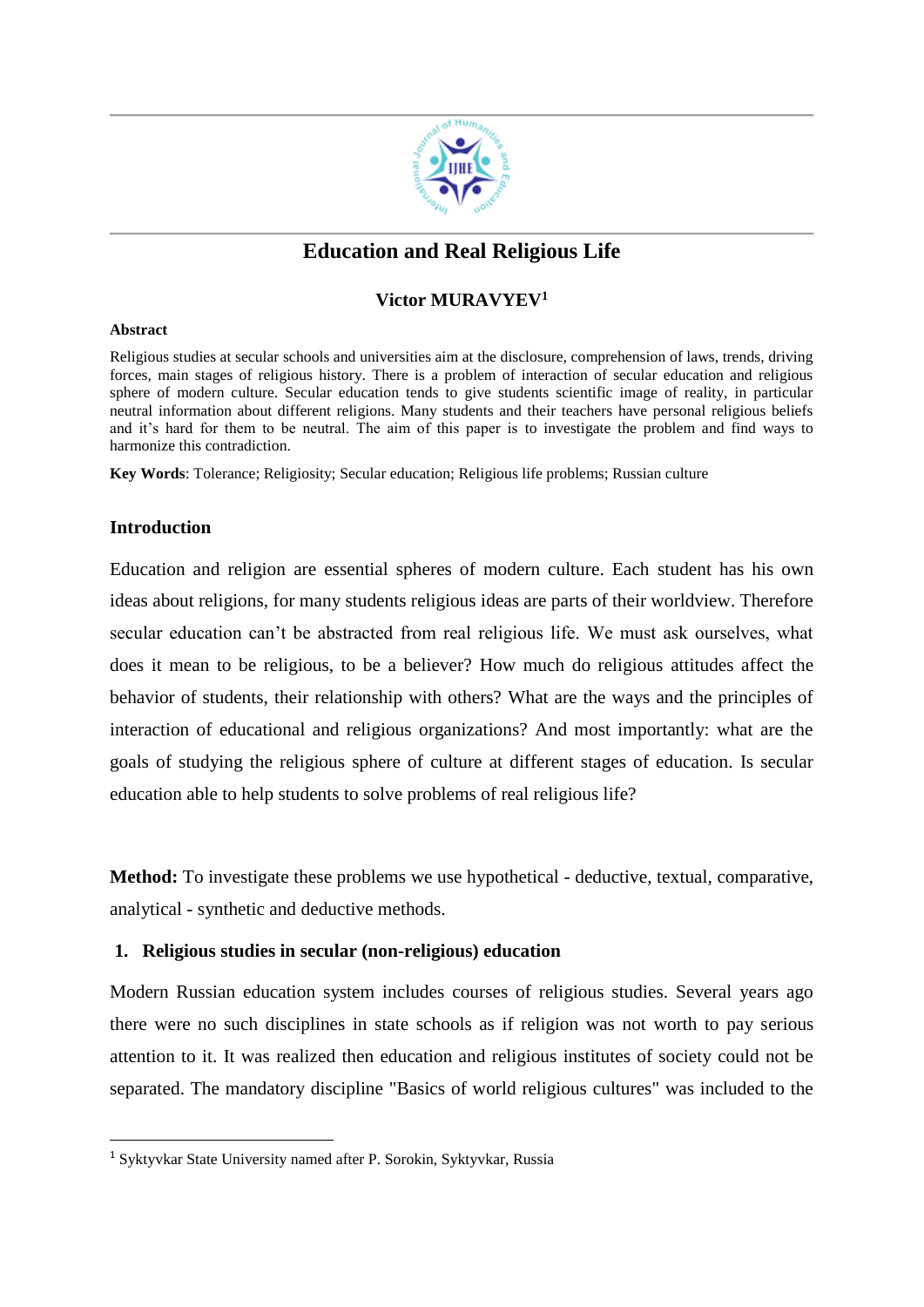# Education and Real Religious Life

**Victor MURAVYEV**[1]

**Abstract**

Religious studies at secular schools and universities aim at the disclosure, comprehension of laws, trends, driving forces, main stages of religious history. There is a problem of interaction of secular education and religious sphere of modern culture. Secular education tends to give students scientific image of reality, in particular neutral information about different religions. Many students and their teachers have personal religious beliefs and it's hard for them to be neutral. The aim of this paper is to investigate the problem and find ways to harmonize this contradiction.

**Key Words**: Tolerance; Religiosity; Secular education; Religious life problems; Russian culture

## Introduction

Education and religion are essential spheres of modern culture. Each student has his own ideas about religions, for many students religious ideas are parts of their worldview. Therefore secular education can't be abstracted from real religious life. We must ask ourselves, what does it mean to be religious, to be a believer? How much do religious attitudes affect the behavior of students, their relationship with others? What are the ways and the principles of interaction of educational and religious organizations? And most importantly: what are the goals of studying the religious sphere of culture at different stages of education. Is secular education able to help students to solve problems of real religious life?

**Method:** To investigate these problems we use hypothetical - deductive, textual, comparative, analytical - synthetic and deductive methods.

## 1. Religious studies in secular (non-religious) education

Modern Russian education system includes courses of religious studies. Several years ago there were no such disciplines in state schools as if religion was not worth to pay serious attention to it. It was realized then education and religious institutes of society could not be separated. The mandatory discipline "Basics of world religious cultures" was included to the

[1] Syktyvkar State University named after P. Sorokin, Syktyvkar, Russia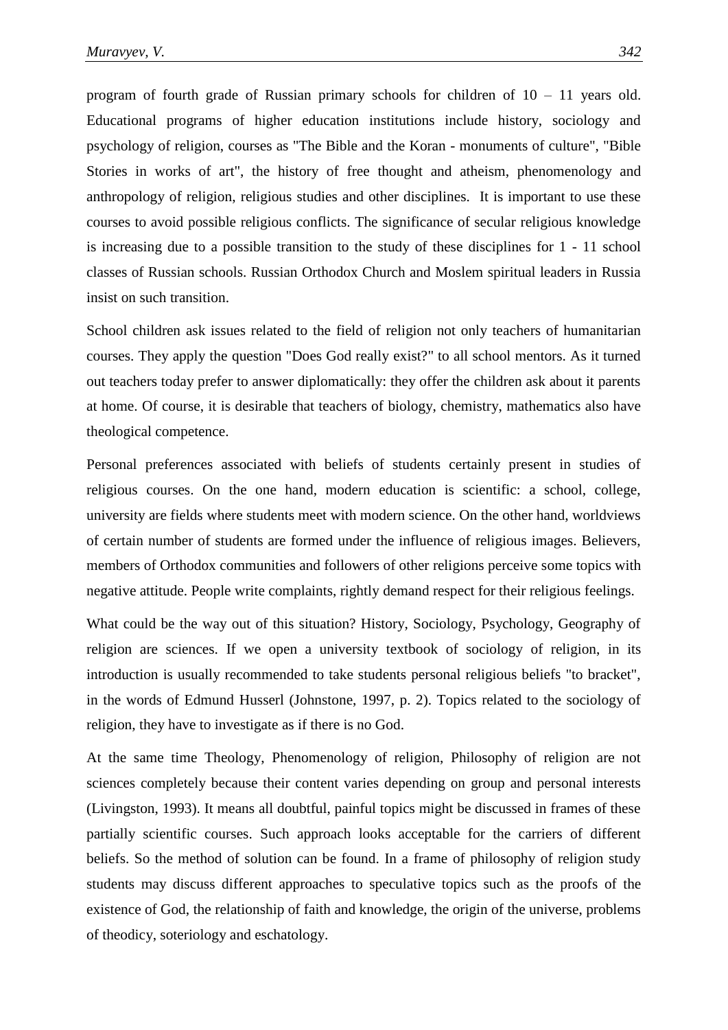program of fourth grade of Russian primary schools for children of 10 – 11 years old. Educational programs of higher education institutions include history, sociology and psychology of religion, courses as "The Bible and the Koran - monuments of culture", "Bible Stories in works of art", the history of free thought and atheism, phenomenology and anthropology of religion, religious studies and other disciplines. It is important to use these courses to avoid possible religious conflicts. The significance of secular religious knowledge is increasing due to a possible transition to the study of these disciplines for 1 - 11 school classes of Russian schools. Russian Orthodox Church and Moslem spiritual leaders in Russia insist on such transition.

School children ask issues related to the field of religion not only teachers of humanitarian courses. They apply the question "Does God really exist?" to all school mentors. As it turned out teachers today prefer to answer diplomatically: they offer the children ask about it parents at home. Of course, it is desirable that teachers of biology, chemistry, mathematics also have theological competence.

Personal preferences associated with beliefs of students certainly present in studies of religious courses. On the one hand, modern education is scientific: a school, college, university are fields where students meet with modern science. On the other hand, worldviews of certain number of students are formed under the influence of religious images. Believers, members of Orthodox communities and followers of other religions perceive some topics with negative attitude. People write complaints, rightly demand respect for their religious feelings.

What could be the way out of this situation? History, Sociology, Psychology, Geography of religion are sciences. If we open a university textbook of sociology of religion, in its introduction is usually recommended to take students personal religious beliefs "to bracket", in the words of Edmund Husserl (Johnstone, 1997, p. 2). Topics related to the sociology of religion, they have to investigate as if there is no God.

At the same time Theology, Phenomenology of religion, Philosophy of religion are not sciences completely because their content varies depending on group and personal interests (Livingston, 1993). It means all doubtful, painful topics might be discussed in frames of these partially scientific courses. Such approach looks acceptable for the carriers of different beliefs. So the method of solution can be found. In a frame of philosophy of religion study students may discuss different approaches to speculative topics such as the proofs of the existence of God, the relationship of faith and knowledge, the origin of the universe, problems of theodicy, soteriology and eschatology.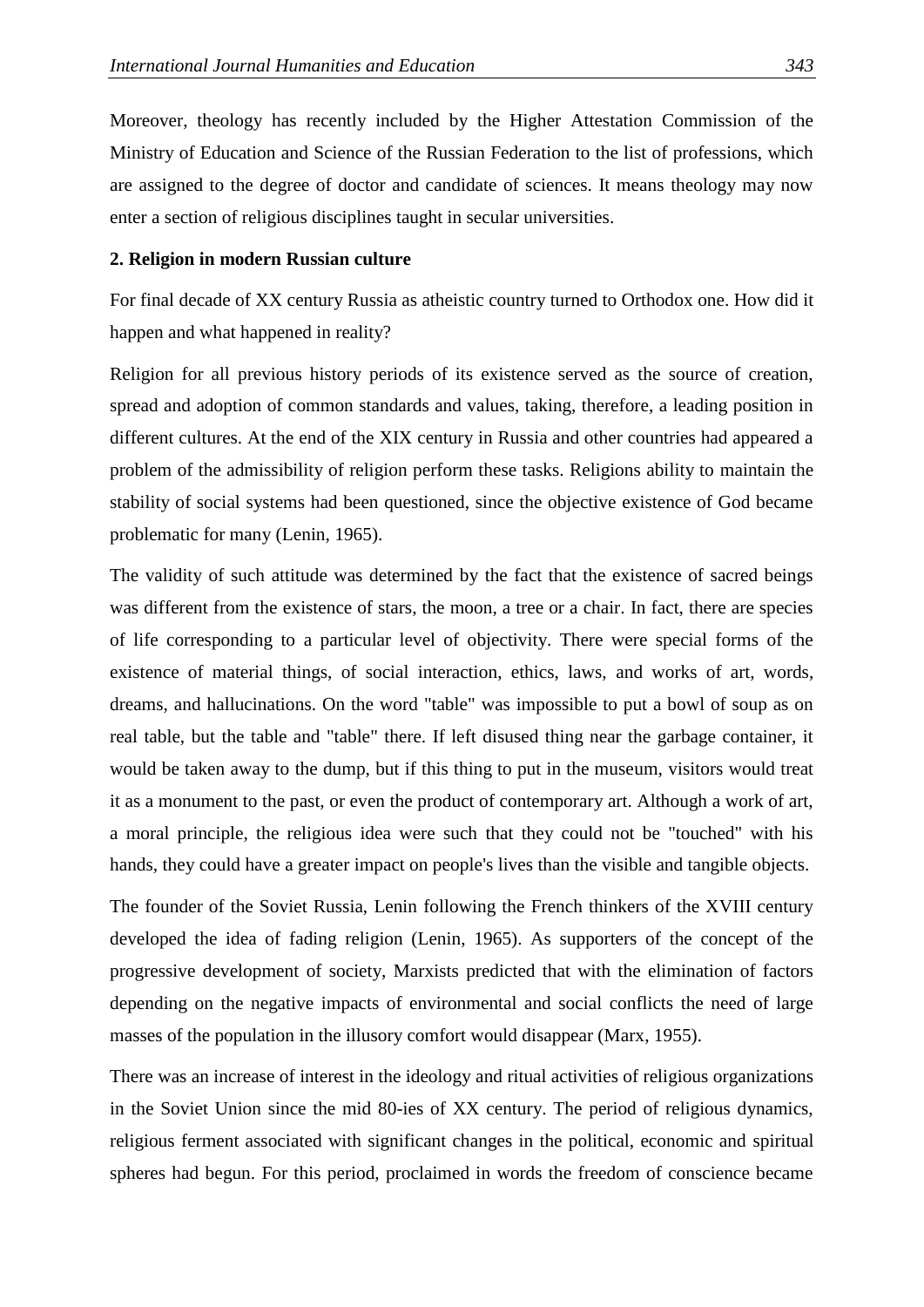Moreover, theology has recently included by the Higher Attestation Commission of the Ministry of Education and Science of the Russian Federation to the list of professions, which are assigned to the degree of doctor and candidate of sciences. It means theology may now enter a section of religious disciplines taught in secular universities.

## 2. Religion in modern Russian culture

For final decade of XX century Russia as atheistic country turned to Orthodox one. How did it happen and what happened in reality?

Religion for all previous history periods of its existence served as the source of creation, spread and adoption of common standards and values, taking, therefore, a leading position in different cultures. At the end of the XIX century in Russia and other countries had appeared a problem of the admissibility of religion perform these tasks. Religions ability to maintain the stability of social systems had been questioned, since the objective existence of God became problematic for many (Lenin, 1965).

The validity of such attitude was determined by the fact that the existence of sacred beings was different from the existence of stars, the moon, a tree or a chair. In fact, there are species of life corresponding to a particular level of objectivity. There were special forms of the existence of material things, of social interaction, ethics, laws, and works of art, words, dreams, and hallucinations. On the word "table" was impossible to put a bowl of soup as on real table, but the table and "table" there. If left disused thing near the garbage container, it would be taken away to the dump, but if this thing to put in the museum, visitors would treat it as a monument to the past, or even the product of contemporary art. Although a work of art, a moral principle, the religious idea were such that they could not be "touched" with his hands, they could have a greater impact on people's lives than the visible and tangible objects.

The founder of the Soviet Russia, Lenin following the French thinkers of the XVIII century developed the idea of fading religion (Lenin, 1965). As supporters of the concept of the progressive development of society, Marxists predicted that with the elimination of factors depending on the negative impacts of environmental and social conflicts the need of large masses of the population in the illusory comfort would disappear (Marx, 1955).

There was an increase of interest in the ideology and ritual activities of religious organizations in the Soviet Union since the mid 80-ies of XX century. The period of religious dynamics, religious ferment associated with significant changes in the political, economic and spiritual spheres had begun. For this period, proclaimed in words the freedom of conscience became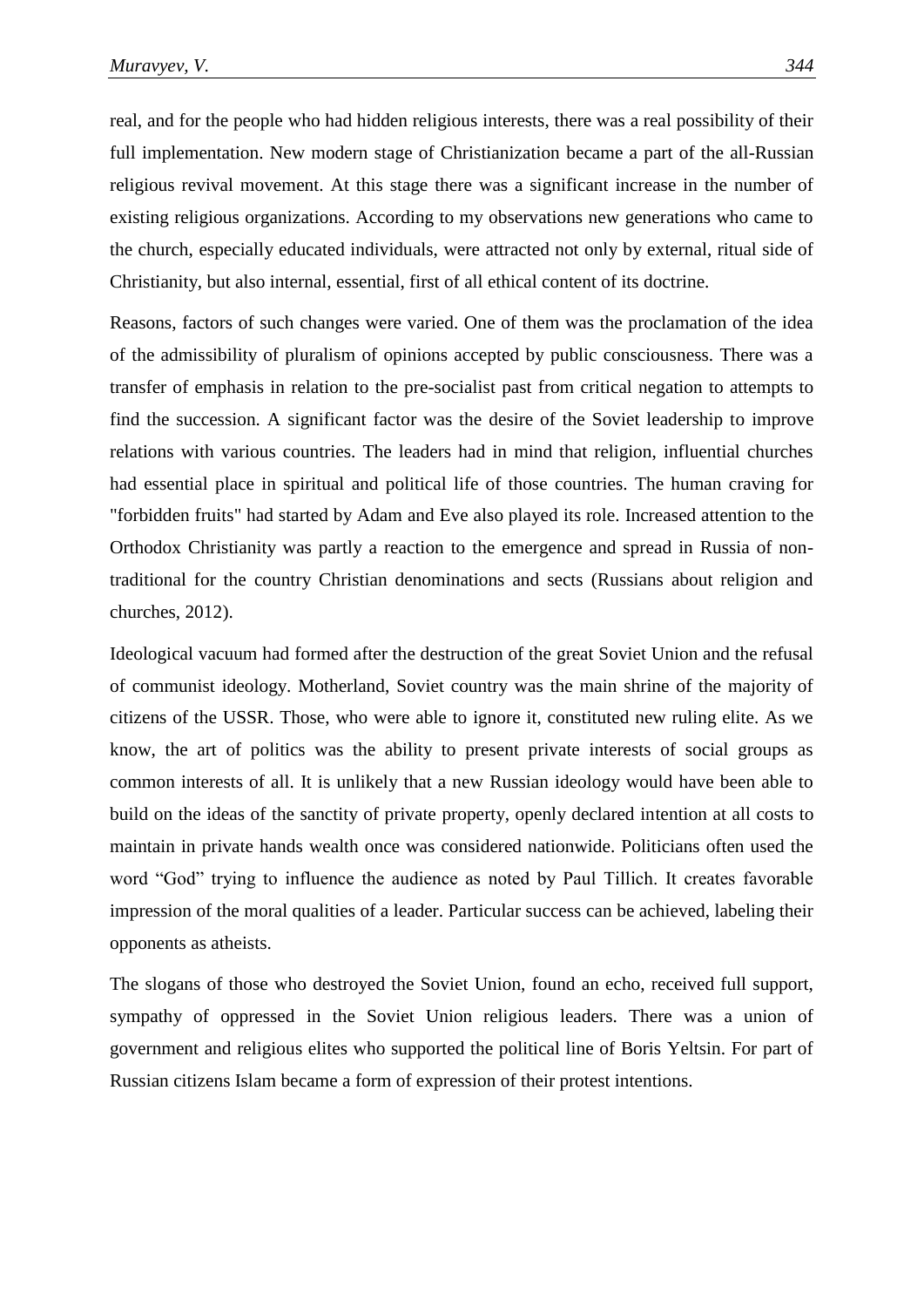real, and for the people who had hidden religious interests, there was a real possibility of their full implementation. New modern stage of Christianization became a part of the all-Russian religious revival movement. At this stage there was a significant increase in the number of existing religious organizations. According to my observations new generations who came to the church, especially educated individuals, were attracted not only by external, ritual side of Christianity, but also internal, essential, first of all ethical content of its doctrine.

Reasons, factors of such changes were varied. One of them was the proclamation of the idea of the admissibility of pluralism of opinions accepted by public consciousness. There was a transfer of emphasis in relation to the pre-socialist past from critical negation to attempts to find the succession. A significant factor was the desire of the Soviet leadership to improve relations with various countries. The leaders had in mind that religion, influential churches had essential place in spiritual and political life of those countries. The human craving for "forbidden fruits" had started by Adam and Eve also played its role. Increased attention to the Orthodox Christianity was partly a reaction to the emergence and spread in Russia of non-traditional for the country Christian denominations and sects (Russians about religion and churches, 2012).

Ideological vacuum had formed after the destruction of the great Soviet Union and the refusal of communist ideology. Motherland, Soviet country was the main shrine of the majority of citizens of the USSR. Those, who were able to ignore it, constituted new ruling elite. As we know, the art of politics was the ability to present private interests of social groups as common interests of all. It is unlikely that a new Russian ideology would have been able to build on the ideas of the sanctity of private property, openly declared intention at all costs to maintain in private hands wealth once was considered nationwide. Politicians often used the word “God” trying to influence the audience as noted by Paul Tillich. It creates favorable impression of the moral qualities of a leader. Particular success can be achieved, labeling their opponents as atheists.

The slogans of those who destroyed the Soviet Union, found an echo, received full support, sympathy of oppressed in the Soviet Union religious leaders. There was a union of government and religious elites who supported the political line of Boris Yeltsin. For part of Russian citizens Islam became a form of expression of their protest intentions.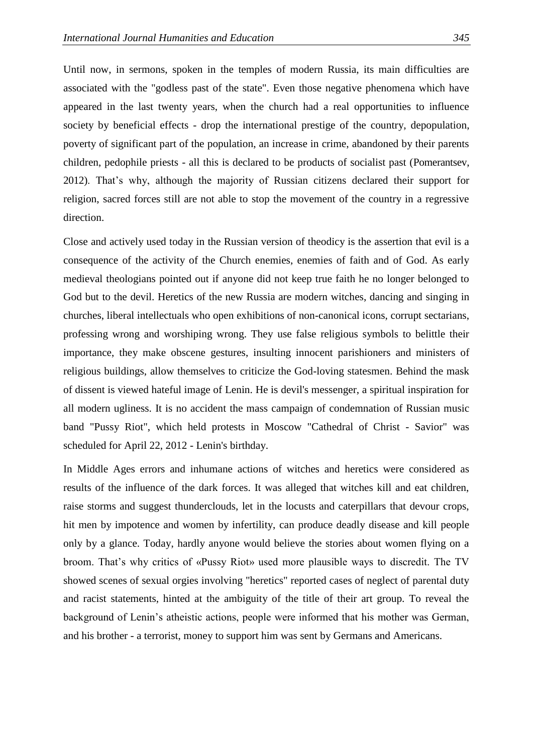Until now, in sermons, spoken in the temples of modern Russia, its main difficulties are associated with the "godless past of the state". Even those negative phenomena which have appeared in the last twenty years, when the church had a real opportunities to influence society by beneficial effects - drop the international prestige of the country, depopulation, poverty of significant part of the population, an increase in crime, abandoned by their parents children, pedophile priests - all this is declared to be products of socialist past (Pomerantsev, 2012). That's why, although the majority of Russian citizens declared their support for religion, sacred forces still are not able to stop the movement of the country in a regressive direction.

Close and actively used today in the Russian version of theodicy is the assertion that evil is a consequence of the activity of the Church enemies, enemies of faith and of God. As early medieval theologians pointed out if anyone did not keep true faith he no longer belonged to God but to the devil. Heretics of the new Russia are modern witches, dancing and singing in churches, liberal intellectuals who open exhibitions of non-canonical icons, corrupt sectarians, professing wrong and worshiping wrong. They use false religious symbols to belittle their importance, they make obscene gestures, insulting innocent parishioners and ministers of religious buildings, allow themselves to criticize the God-loving statesmen. Behind the mask of dissent is viewed hateful image of Lenin. He is devil's messenger, a spiritual inspiration for all modern ugliness. It is no accident the mass campaign of condemnation of Russian music band "Pussy Riot", which held protests in Moscow "Cathedral of Christ - Savior" was scheduled for April 22, 2012 - Lenin's birthday.

In Middle Ages errors and inhumane actions of witches and heretics were considered as results of the influence of the dark forces. It was alleged that witches kill and eat children, raise storms and suggest thunderclouds, let in the locusts and caterpillars that devour crops, hit men by impotence and women by infertility, can produce deadly disease and kill people only by a glance. Today, hardly anyone would believe the stories about women flying on a broom. That's why critics of «Pussy Riot» used more plausible ways to discredit. The TV showed scenes of sexual orgies involving "heretics" reported cases of neglect of parental duty and racist statements, hinted at the ambiguity of the title of their art group. To reveal the background of Lenin's atheistic actions, people were informed that his mother was German, and his brother - a terrorist, money to support him was sent by Germans and Americans.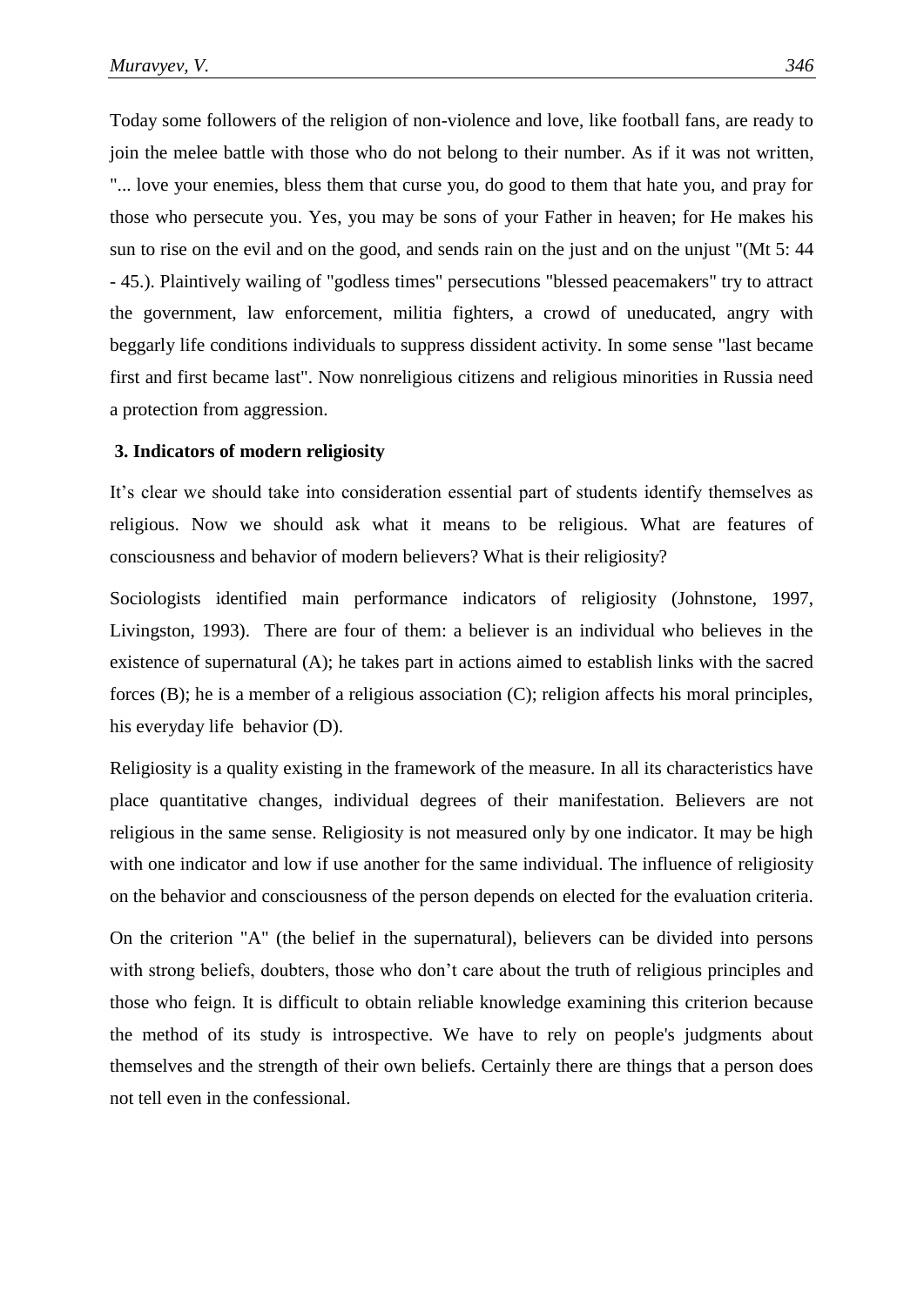Today some followers of the religion of non-violence and love, like football fans, are ready to join the melee battle with those who do not belong to their number. As if it was not written, "... love your enemies, bless them that curse you, do good to them that hate you, and pray for those who persecute you. Yes, you may be sons of your Father in heaven; for He makes his sun to rise on the evil and on the good, and sends rain on the just and on the unjust "(Mt 5: 44 - 45.). Plaintively wailing of "godless times" persecutions "blessed peacemakers" try to attract the government, law enforcement, militia fighters, a crowd of uneducated, angry with beggarly life conditions individuals to suppress dissident activity. In some sense "last became first and first became last". Now nonreligious citizens and religious minorities in Russia need a protection from aggression.

### 3. Indicators of modern religiosity

It's clear we should take into consideration essential part of students identify themselves as religious. Now we should ask what it means to be religious. What are features of consciousness and behavior of modern believers? What is their religiosity?

Sociologists identified main performance indicators of religiosity (Johnstone, 1997, Livingston, 1993). There are four of them: a believer is an individual who believes in the existence of supernatural (A); he takes part in actions aimed to establish links with the sacred forces (B); he is a member of a religious association (C); religion affects his moral principles, his everyday life behavior (D).

Religiosity is a quality existing in the framework of the measure. In all its characteristics have place quantitative changes, individual degrees of their manifestation. Believers are not religious in the same sense. Religiosity is not measured only by one indicator. It may be high with one indicator and low if use another for the same individual. The influence of religiosity on the behavior and consciousness of the person depends on elected for the evaluation criteria.

On the criterion "A" (the belief in the supernatural), believers can be divided into persons with strong beliefs, doubters, those who don't care about the truth of religious principles and those who feign. It is difficult to obtain reliable knowledge examining this criterion because the method of its study is introspective. We have to rely on people's judgments about themselves and the strength of their own beliefs. Certainly there are things that a person does not tell even in the confessional.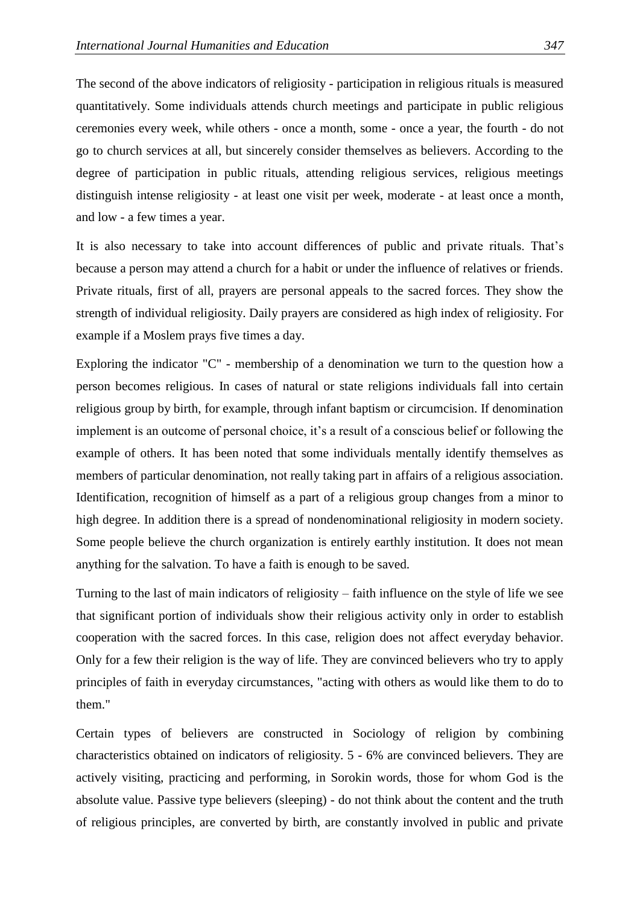The second of the above indicators of religiosity - participation in religious rituals is measured quantitatively. Some individuals attends church meetings and participate in public religious ceremonies every week, while others - once a month, some - once a year, the fourth - do not go to church services at all, but sincerely consider themselves as believers. According to the degree of participation in public rituals, attending religious services, religious meetings distinguish intense religiosity - at least one visit per week, moderate - at least once a month, and low - a few times a year.

It is also necessary to take into account differences of public and private rituals. That's because a person may attend a church for a habit or under the influence of relatives or friends. Private rituals, first of all, prayers are personal appeals to the sacred forces. They show the strength of individual religiosity. Daily prayers are considered as high index of religiosity. For example if a Moslem prays five times a day.

Exploring the indicator "C" - membership of a denomination we turn to the question how a person becomes religious. In cases of natural or state religions individuals fall into certain religious group by birth, for example, through infant baptism or circumcision. If denomination implement is an outcome of personal choice, it's a result of a conscious belief or following the example of others. It has been noted that some individuals mentally identify themselves as members of particular denomination, not really taking part in affairs of a religious association. Identification, recognition of himself as a part of a religious group changes from a minor to high degree. In addition there is a spread of nondenominational religiosity in modern society. Some people believe the church organization is entirely earthly institution. It does not mean anything for the salvation. To have a faith is enough to be saved.

Turning to the last of main indicators of religiosity – faith influence on the style of life we see that significant portion of individuals show their religious activity only in order to establish cooperation with the sacred forces. In this case, religion does not affect everyday behavior. Only for a few their religion is the way of life. They are convinced believers who try to apply principles of faith in everyday circumstances, "acting with others as would like them to do to them."

Certain types of believers are constructed in Sociology of religion by combining characteristics obtained on indicators of religiosity. 5 - 6% are convinced believers. They are actively visiting, practicing and performing, in Sorokin words, those for whom God is the absolute value. Passive type believers (sleeping) - do not think about the content and the truth of religious principles, are converted by birth, are constantly involved in public and private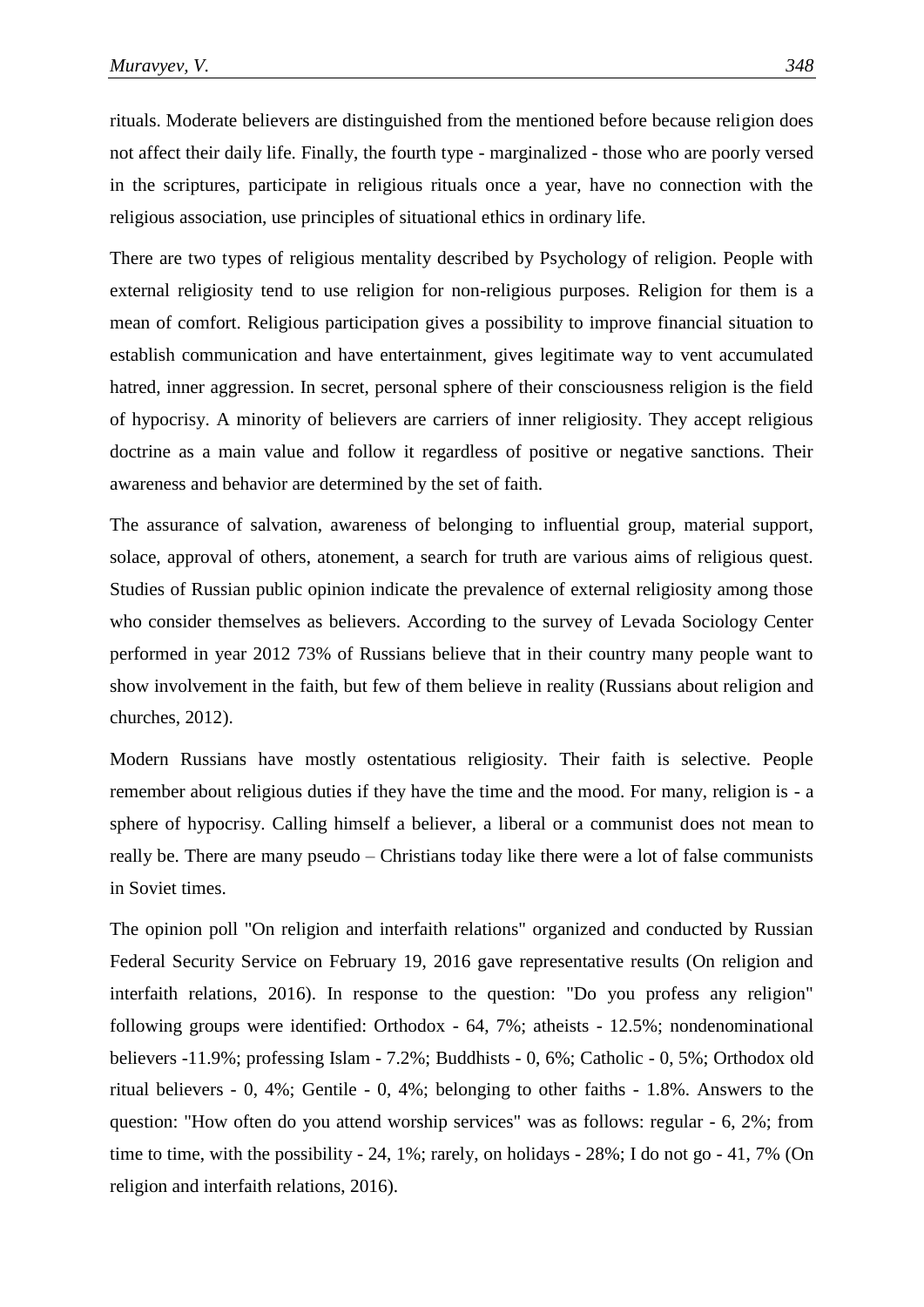rituals. Moderate believers are distinguished from the mentioned before because religion does not affect their daily life. Finally, the fourth type - marginalized - those who are poorly versed in the scriptures, participate in religious rituals once a year, have no connection with the religious association, use principles of situational ethics in ordinary life.

There are two types of religious mentality described by Psychology of religion. People with external religiosity tend to use religion for non-religious purposes. Religion for them is a mean of comfort. Religious participation gives a possibility to improve financial situation to establish communication and have entertainment, gives legitimate way to vent accumulated hatred, inner aggression. In secret, personal sphere of their consciousness religion is the field of hypocrisy. A minority of believers are carriers of inner religiosity. They accept religious doctrine as a main value and follow it regardless of positive or negative sanctions. Their awareness and behavior are determined by the set of faith.

The assurance of salvation, awareness of belonging to influential group, material support, solace, approval of others, atonement, a search for truth are various aims of religious quest. Studies of Russian public opinion indicate the prevalence of external religiosity among those who consider themselves as believers. According to the survey of Levada Sociology Center performed in year 2012 73% of Russians believe that in their country many people want to show involvement in the faith, but few of them believe in reality (Russians about religion and churches, 2012).

Modern Russians have mostly ostentatious religiosity. Their faith is selective. People remember about religious duties if they have the time and the mood. For many, religion is - a sphere of hypocrisy. Calling himself a believer, a liberal or a communist does not mean to really be. There are many pseudo – Christians today like there were a lot of false communists in Soviet times.

The opinion poll "On religion and interfaith relations" organized and conducted by Russian Federal Security Service on February 19, 2016 gave representative results (On religion and interfaith relations, 2016). In response to the question: "Do you profess any religion" following groups were identified: Orthodox - 64, 7%; atheists - 12.5%; nondenominational believers -11.9%; professing Islam - 7.2%; Buddhists - 0, 6%; Catholic - 0, 5%; Orthodox old ritual believers - 0, 4%; Gentile - 0, 4%; belonging to other faiths - 1.8%. Answers to the question: "How often do you attend worship services" was as follows: regular - 6, 2%; from time to time, with the possibility - 24, 1%; rarely, on holidays - 28%; I do not go - 41, 7% (On religion and interfaith relations, 2016).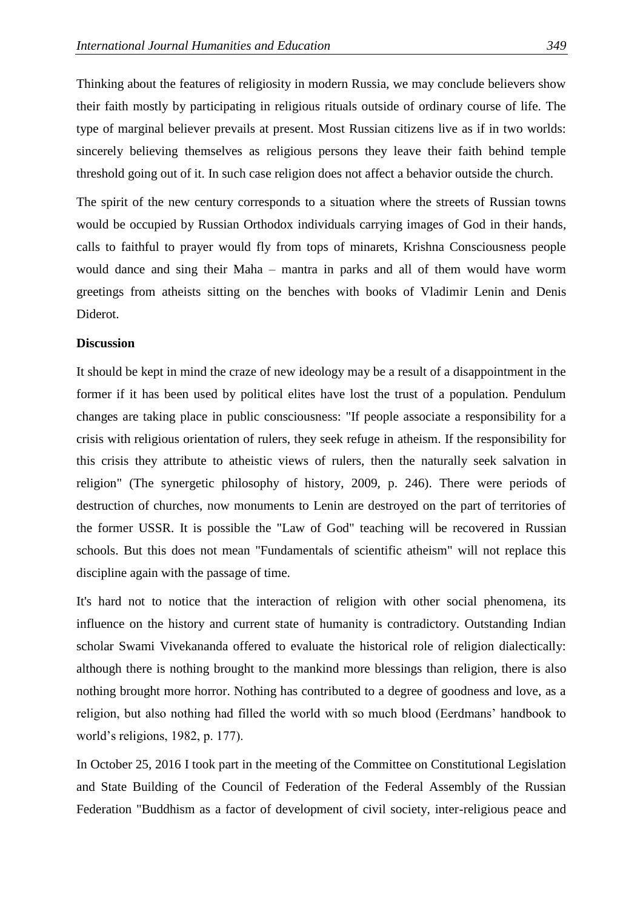Thinking about the features of religiosity in modern Russia, we may conclude believers show their faith mostly by participating in religious rituals outside of ordinary course of life. The type of marginal believer prevails at present. Most Russian citizens live as if in two worlds: sincerely believing themselves as religious persons they leave their faith behind temple threshold going out of it. In such case religion does not affect a behavior outside the church.

The spirit of the new century corresponds to a situation where the streets of Russian towns would be occupied by Russian Orthodox individuals carrying images of God in their hands, calls to faithful to prayer would fly from tops of minarets, Krishna Consciousness people would dance and sing their Maha – mantra in parks and all of them would have worm greetings from atheists sitting on the benches with books of Vladimir Lenin and Denis Diderot.

**Discussion**

It should be kept in mind the craze of new ideology may be a result of a disappointment in the former if it has been used by political elites have lost the trust of a population. Pendulum changes are taking place in public consciousness: "If people associate a responsibility for a crisis with religious orientation of rulers, they seek refuge in atheism. If the responsibility for this crisis they attribute to atheistic views of rulers, then the naturally seek salvation in religion" (The synergetic philosophy of history, 2009, p. 246). There were periods of destruction of churches, now monuments to Lenin are destroyed on the part of territories of the former USSR. It is possible the "Law of God" teaching will be recovered in Russian schools. But this does not mean "Fundamentals of scientific atheism" will not replace this discipline again with the passage of time.

It's hard not to notice that the interaction of religion with other social phenomena, its influence on the history and current state of humanity is contradictory. Outstanding Indian scholar Swami Vivekananda offered to evaluate the historical role of religion dialectically: although there is nothing brought to the mankind more blessings than religion, there is also nothing brought more horror. Nothing has contributed to a degree of goodness and love, as a religion, but also nothing had filled the world with so much blood (Eerdmans' handbook to world's religions, 1982, p. 177).

In October 25, 2016 I took part in the meeting of the Committee on Constitutional Legislation and State Building of the Council of Federation of the Federal Assembly of the Russian Federation "Buddhism as a factor of development of civil society, inter-religious peace and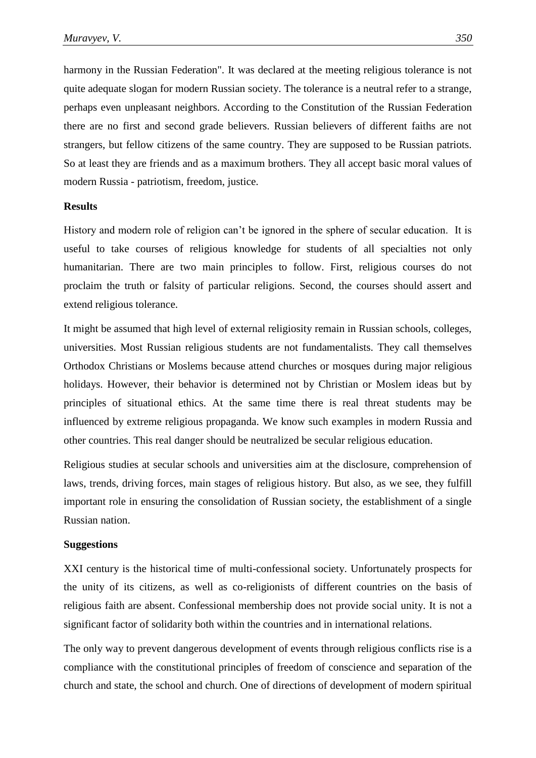harmony in the Russian Federation". It was declared at the meeting religious tolerance is not quite adequate slogan for modern Russian society. The tolerance is a neutral refer to a strange, perhaps even unpleasant neighbors. According to the Constitution of the Russian Federation there are no first and second grade believers. Russian believers of different faiths are not strangers, but fellow citizens of the same country. They are supposed to be Russian patriots. So at least they are friends and as a maximum brothers. They all accept basic moral values of modern Russia - patriotism, freedom, justice.

**Results**

History and modern role of religion can't be ignored in the sphere of secular education. It is useful to take courses of religious knowledge for students of all specialties not only humanitarian. There are two main principles to follow. First, religious courses do not proclaim the truth or falsity of particular religions. Second, the courses should assert and extend religious tolerance.

It might be assumed that high level of external religiosity remain in Russian schools, colleges, universities. Most Russian religious students are not fundamentalists. They call themselves Orthodox Christians or Moslems because attend churches or mosques during major religious holidays. However, their behavior is determined not by Christian or Moslem ideas but by principles of situational ethics. At the same time there is real threat students may be influenced by extreme religious propaganda. We know such examples in modern Russia and other countries. This real danger should be neutralized be secular religious education.

Religious studies at secular schools and universities aim at the disclosure, comprehension of laws, trends, driving forces, main stages of religious history. But also, as we see, they fulfill important role in ensuring the consolidation of Russian society, the establishment of a single Russian nation.

**Suggestions**

XXI century is the historical time of multi-confessional society. Unfortunately prospects for the unity of its citizens, as well as co-religionists of different countries on the basis of religious faith are absent. Confessional membership does not provide social unity. It is not a significant factor of solidarity both within the countries and in international relations.

The only way to prevent dangerous development of events through religious conflicts rise is a compliance with the constitutional principles of freedom of conscience and separation of the church and state, the school and church. One of directions of development of modern spiritual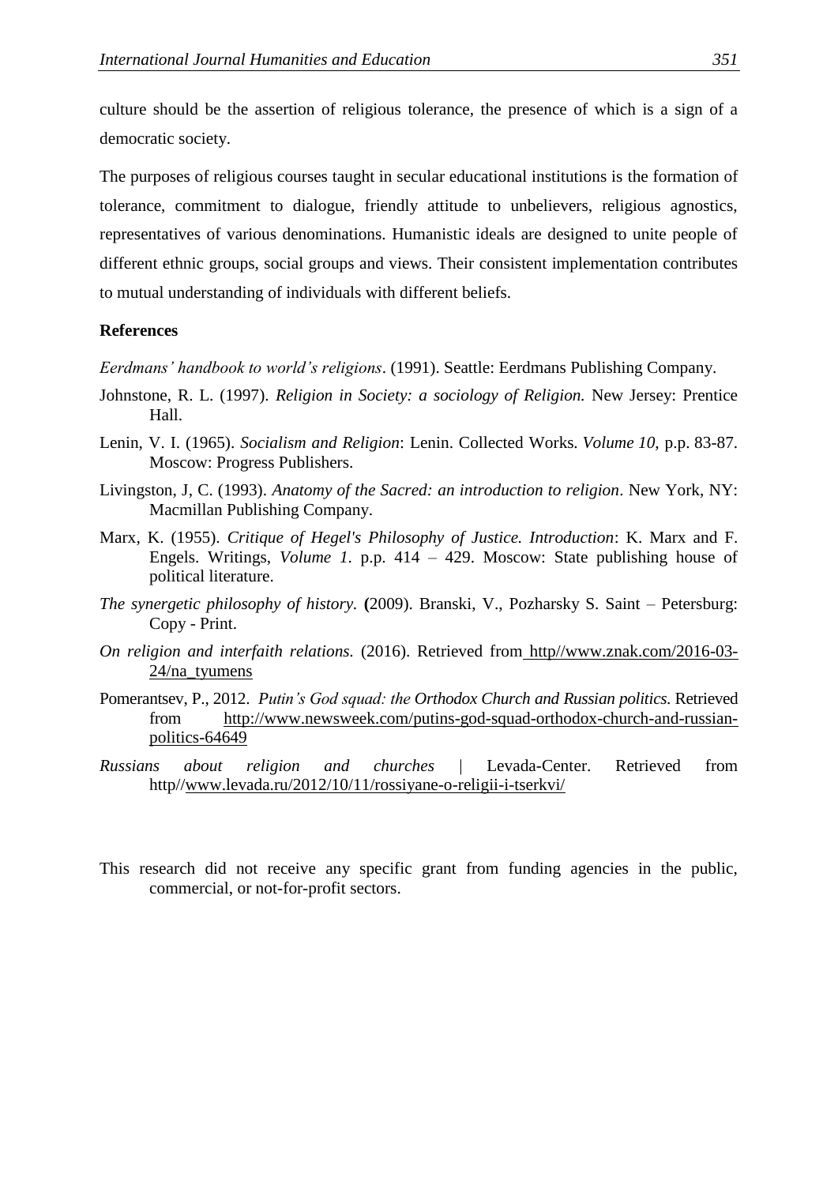culture should be the assertion of religious tolerance, the presence of which is a sign of a democratic society.

The purposes of religious courses taught in secular educational institutions is the formation of tolerance, commitment to dialogue, friendly attitude to unbelievers, religious agnostics, representatives of various denominations. Humanistic ideals are designed to unite people of different ethnic groups, social groups and views. Their consistent implementation contributes to mutual understanding of individuals with different beliefs.

**References**

*Eerdmans' handbook to world's religions*. (1991). Seattle: Eerdmans Publishing Company.

Johnstone, R. L. (1997). *Religion in Society: a sociology of Religion.* New Jersey: Prentice Hall.

Lenin, V. I. (1965). *Socialism and Religion*: Lenin. Collected Works. *Volume 10*, p.p. 83-87. Moscow: Progress Publishers.

Livingston, J, C. (1993). *Anatomy of the Sacred: an introduction to religion*. New York, NY: Macmillan Publishing Company.

Marx, K. (1955). *Critique of Hegel's Philosophy of Justice. Introduction*: K. Marx and F. Engels. Writings, *Volume 1*. p.p. 414 – 429. Moscow: State publishing house of political literature.

*The synergetic philosophy of history*. **(**2009). Branski, V., Pozharsky S. Saint – Petersburg: Copy - Print.

*On religion and interfaith relations.* (2016). Retrieved from http//www.znak.com/2016-03-24/na_tyumens

Pomerantsev, P., 2012. *Putin's God squad: the Orthodox Church and Russian politics.* Retrieved from http://www.newsweek.com/putins-god-squad-orthodox-church-and-russian-politics-64649

*Russians about religion and churches* | Levada-Center. Retrieved from http//www.levada.ru/2012/10/11/rossiyane-o-religii-i-tserkvi/

This research did not receive any specific grant from funding agencies in the public, commercial, or not-for-profit sectors.